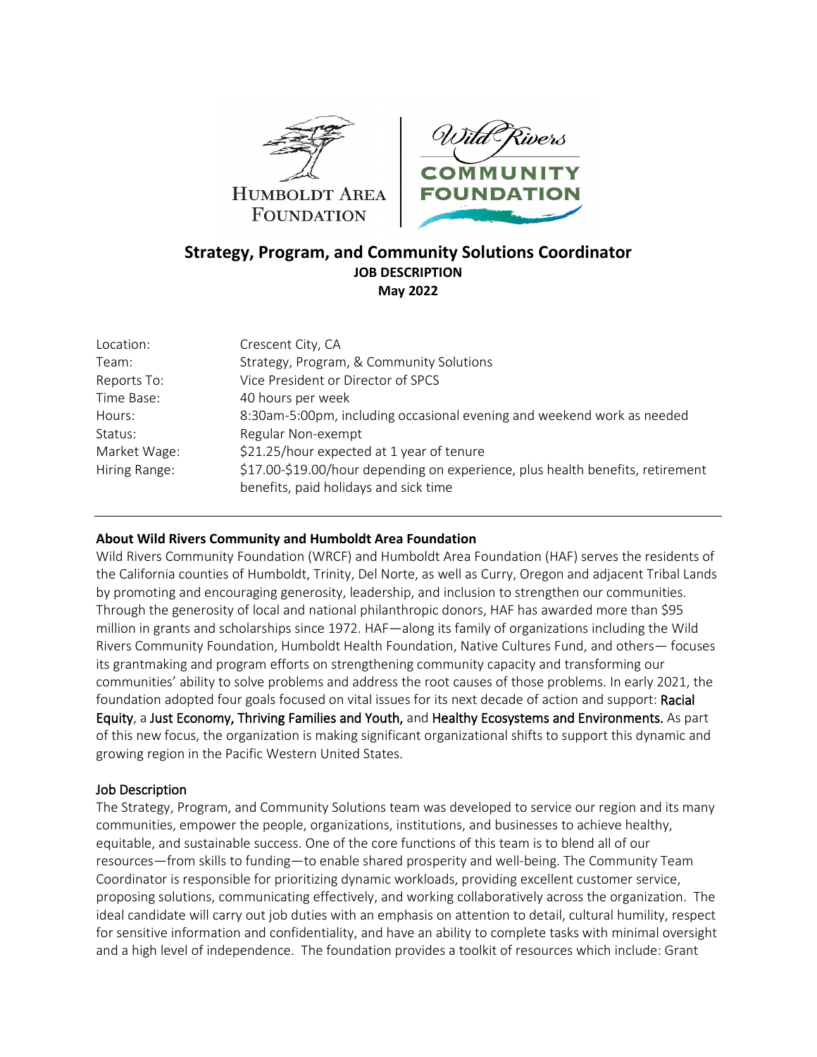HUMBOLDT AREA FOUNDATION

Wild Rivers COMMUNITY FOUNDATION

# Strategy, Program, and Community Solutions Coordinator

**JOB DESCRIPTION**

**May 2022**

| | |
|---|---|
| Location: | Crescent City, CA |
| Team: | Strategy, Program, & Community Solutions |
| Reports To: | Vice President or Director of SPCS |
| Time Base: | 40 hours per week |
| Hours: | 8:30am-5:00pm, including occasional evening and weekend work as needed |
| Status: | Regular Non-exempt |
| Market Wage: | \$21.25/hour expected at 1 year of tenure |
| Hiring Range: | \$17.00-\$19.00/hour depending on experience, plus health benefits, retirement benefits, paid holidays and sick time |

---

**About Wild Rivers Community and Humboldt Area Foundation**

Wild Rivers Community Foundation (WRCF) and Humboldt Area Foundation (HAF) serves the residents of the California counties of Humboldt, Trinity, Del Norte, as well as Curry, Oregon and adjacent Tribal Lands by promoting and encouraging generosity, leadership, and inclusion to strengthen our communities. Through the generosity of local and national philanthropic donors, HAF has awarded more than \$95 million in grants and scholarships since 1972. HAF—along its family of organizations including the Wild Rivers Community Foundation, Humboldt Health Foundation, Native Cultures Fund, and others— focuses its grantmaking and program efforts on strengthening community capacity and transforming our communities' ability to solve problems and address the root causes of those problems. In early 2021, the foundation adopted four goals focused on vital issues for its next decade of action and support: Racial Equity, a Just Economy, Thriving Families and Youth, and Healthy Ecosystems and Environments. As part of this new focus, the organization is making significant organizational shifts to support this dynamic and growing region in the Pacific Western United States.

## Job Description

The Strategy, Program, and Community Solutions team was developed to service our region and its many communities, empower the people, organizations, institutions, and businesses to achieve healthy, equitable, and sustainable success. One of the core functions of this team is to blend all of our resources—from skills to funding—to enable shared prosperity and well-being. The Community Team Coordinator is responsible for prioritizing dynamic workloads, providing excellent customer service, proposing solutions, communicating effectively, and working collaboratively across the organization. The ideal candidate will carry out job duties with an emphasis on attention to detail, cultural humility, respect for sensitive information and confidentiality, and have an ability to complete tasks with minimal oversight and a high level of independence. The foundation provides a toolkit of resources which include: Grant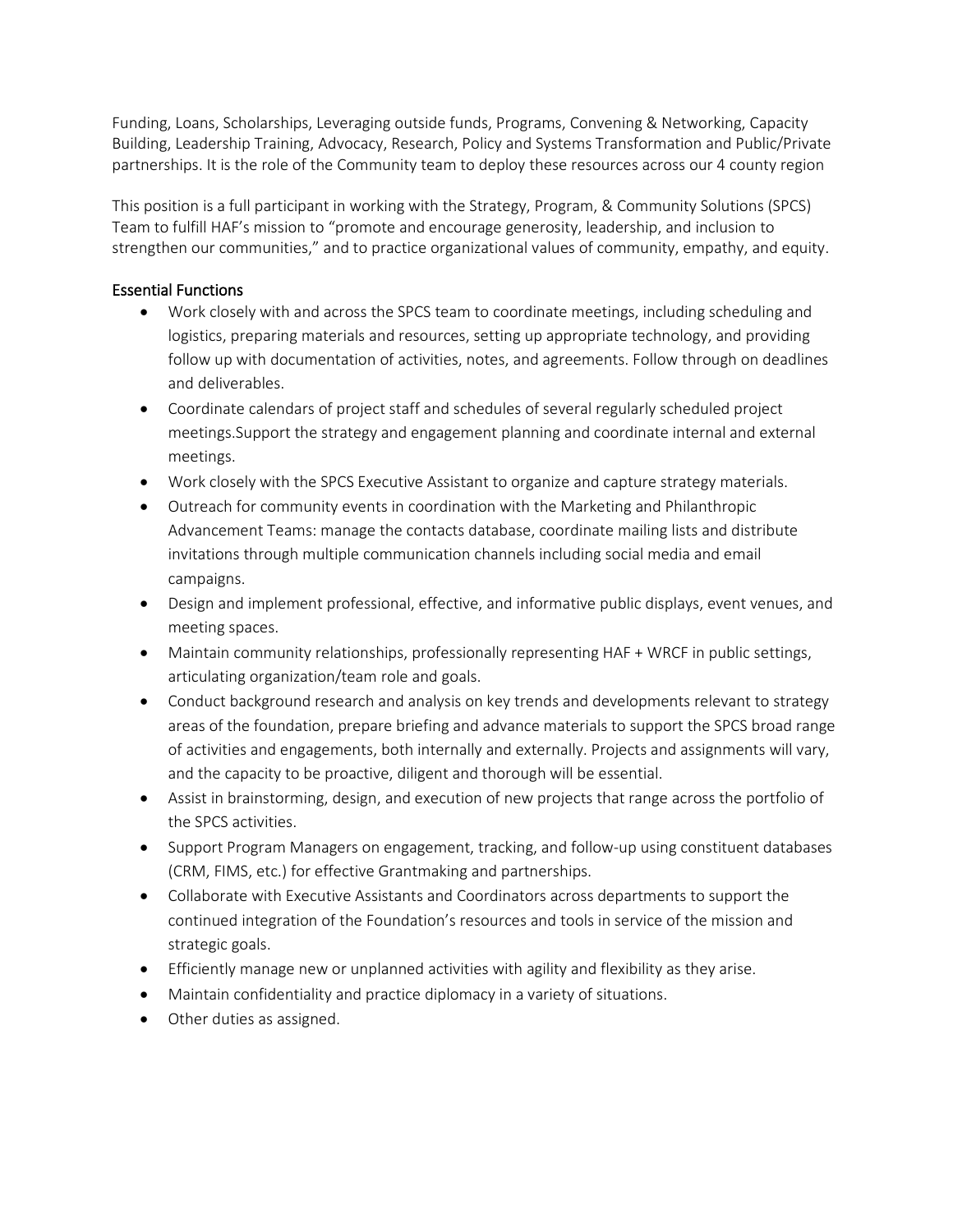Funding, Loans, Scholarships, Leveraging outside funds, Programs, Convening & Networking, Capacity Building, Leadership Training, Advocacy, Research, Policy and Systems Transformation and Public/Private partnerships. It is the role of the Community team to deploy these resources across our 4 county region

This position is a full participant in working with the Strategy, Program, & Community Solutions (SPCS) Team to fulfill HAF's mission to "promote and encourage generosity, leadership, and inclusion to strengthen our communities," and to practice organizational values of community, empathy, and equity.

## Essential Functions

- Work closely with and across the SPCS team to coordinate meetings, including scheduling and logistics, preparing materials and resources, setting up appropriate technology, and providing follow up with documentation of activities, notes, and agreements. Follow through on deadlines and deliverables.
- Coordinate calendars of project staff and schedules of several regularly scheduled project meetings.Support the strategy and engagement planning and coordinate internal and external meetings.
- Work closely with the SPCS Executive Assistant to organize and capture strategy materials.
- Outreach for community events in coordination with the Marketing and Philanthropic Advancement Teams: manage the contacts database, coordinate mailing lists and distribute invitations through multiple communication channels including social media and email campaigns.
- Design and implement professional, effective, and informative public displays, event venues, and meeting spaces.
- Maintain community relationships, professionally representing HAF + WRCF in public settings, articulating organization/team role and goals.
- Conduct background research and analysis on key trends and developments relevant to strategy areas of the foundation, prepare briefing and advance materials to support the SPCS broad range of activities and engagements, both internally and externally. Projects and assignments will vary, and the capacity to be proactive, diligent and thorough will be essential.
- Assist in brainstorming, design, and execution of new projects that range across the portfolio of the SPCS activities.
- Support Program Managers on engagement, tracking, and follow-up using constituent databases (CRM, FIMS, etc.) for effective Grantmaking and partnerships.
- Collaborate with Executive Assistants and Coordinators across departments to support the continued integration of the Foundation's resources and tools in service of the mission and strategic goals.
- Efficiently manage new or unplanned activities with agility and flexibility as they arise.
- Maintain confidentiality and practice diplomacy in a variety of situations.
- Other duties as assigned.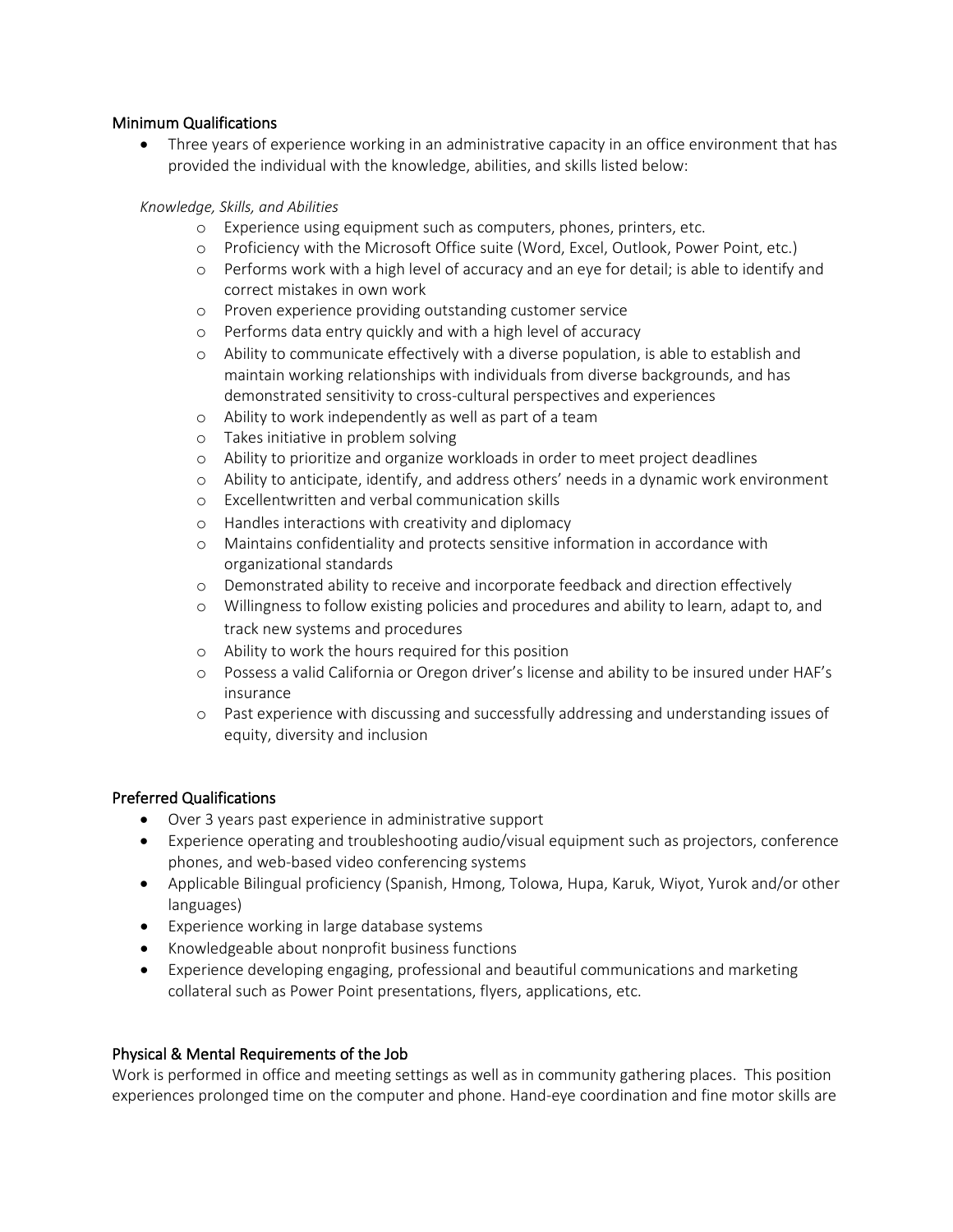## Minimum Qualifications

- Three years of experience working in an administrative capacity in an office environment that has provided the individual with the knowledge, abilities, and skills listed below:

*Knowledge, Skills, and Abilities*

  - Experience using equipment such as computers, phones, printers, etc.
  - Proficiency with the Microsoft Office suite (Word, Excel, Outlook, Power Point, etc.)
  - Performs work with a high level of accuracy and an eye for detail; is able to identify and correct mistakes in own work
  - Proven experience providing outstanding customer service
  - Performs data entry quickly and with a high level of accuracy
  - Ability to communicate effectively with a diverse population, is able to establish and maintain working relationships with individuals from diverse backgrounds, and has demonstrated sensitivity to cross-cultural perspectives and experiences
  - Ability to work independently as well as part of a team
  - Takes initiative in problem solving
  - Ability to prioritize and organize workloads in order to meet project deadlines
  - Ability to anticipate, identify, and address others' needs in a dynamic work environment
  - Excellentwritten and verbal communication skills
  - Handles interactions with creativity and diplomacy
  - Maintains confidentiality and protects sensitive information in accordance with organizational standards
  - Demonstrated ability to receive and incorporate feedback and direction effectively
  - Willingness to follow existing policies and procedures and ability to learn, adapt to, and track new systems and procedures
  - Ability to work the hours required for this position
  - Possess a valid California or Oregon driver's license and ability to be insured under HAF's insurance
  - Past experience with discussing and successfully addressing and understanding issues of equity, diversity and inclusion

## Preferred Qualifications

- Over 3 years past experience in administrative support
- Experience operating and troubleshooting audio/visual equipment such as projectors, conference phones, and web-based video conferencing systems
- Applicable Bilingual proficiency (Spanish, Hmong, Tolowa, Hupa, Karuk, Wiyot, Yurok and/or other languages)
- Experience working in large database systems
- Knowledgeable about nonprofit business functions
- Experience developing engaging, professional and beautiful communications and marketing collateral such as Power Point presentations, flyers, applications, etc.

## Physical & Mental Requirements of the Job

Work is performed in office and meeting settings as well as in community gathering places. This position experiences prolonged time on the computer and phone. Hand-eye coordination and fine motor skills are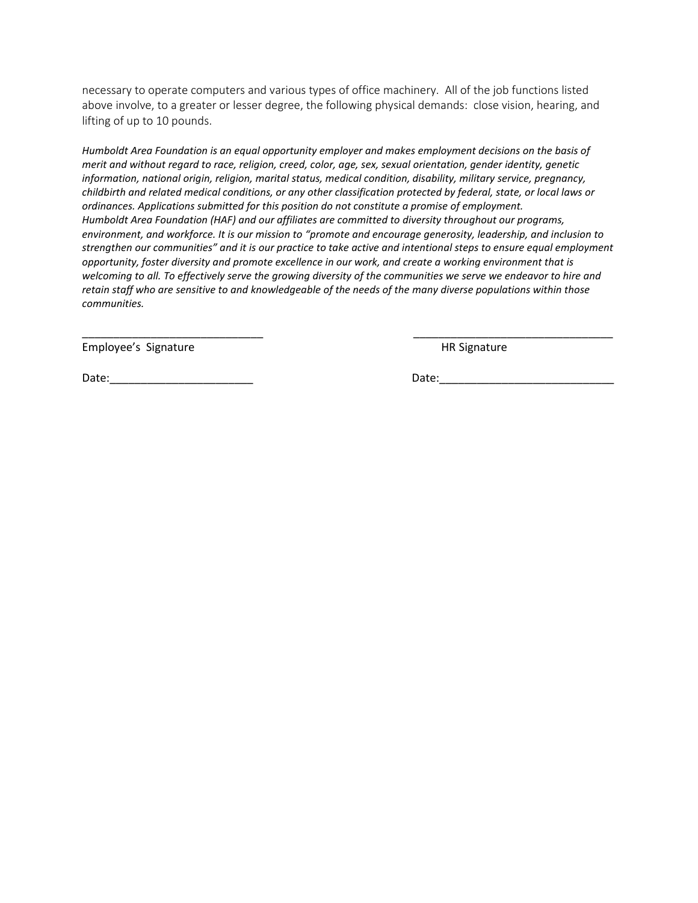necessary to operate computers and various types of office machinery. All of the job functions listed above involve, to a greater or lesser degree, the following physical demands: close vision, hearing, and lifting of up to 10 pounds.

*Humboldt Area Foundation is an equal opportunity employer and makes employment decisions on the basis of merit and without regard to race, religion, creed, color, age, sex, sexual orientation, gender identity, genetic information, national origin, religion, marital status, medical condition, disability, military service, pregnancy, childbirth and related medical conditions, or any other classification protected by federal, state, or local laws or ordinances. Applications submitted for this position do not constitute a promise of employment.*
*Humboldt Area Foundation (HAF) and our affiliates are committed to diversity throughout our programs, environment, and workforce. It is our mission to "promote and encourage generosity, leadership, and inclusion to strengthen our communities" and it is our practice to take active and intentional steps to ensure equal employment opportunity, foster diversity and promote excellence in our work, and create a working environment that is welcoming to all. To effectively serve the growing diversity of the communities we serve we endeavor to hire and retain staff who are sensitive to and knowledgeable of the needs of the many diverse populations within those communities.*

______________________________ ______________________________
Employee's Signature HR Signature

Date:_______________________ Date:____________________________